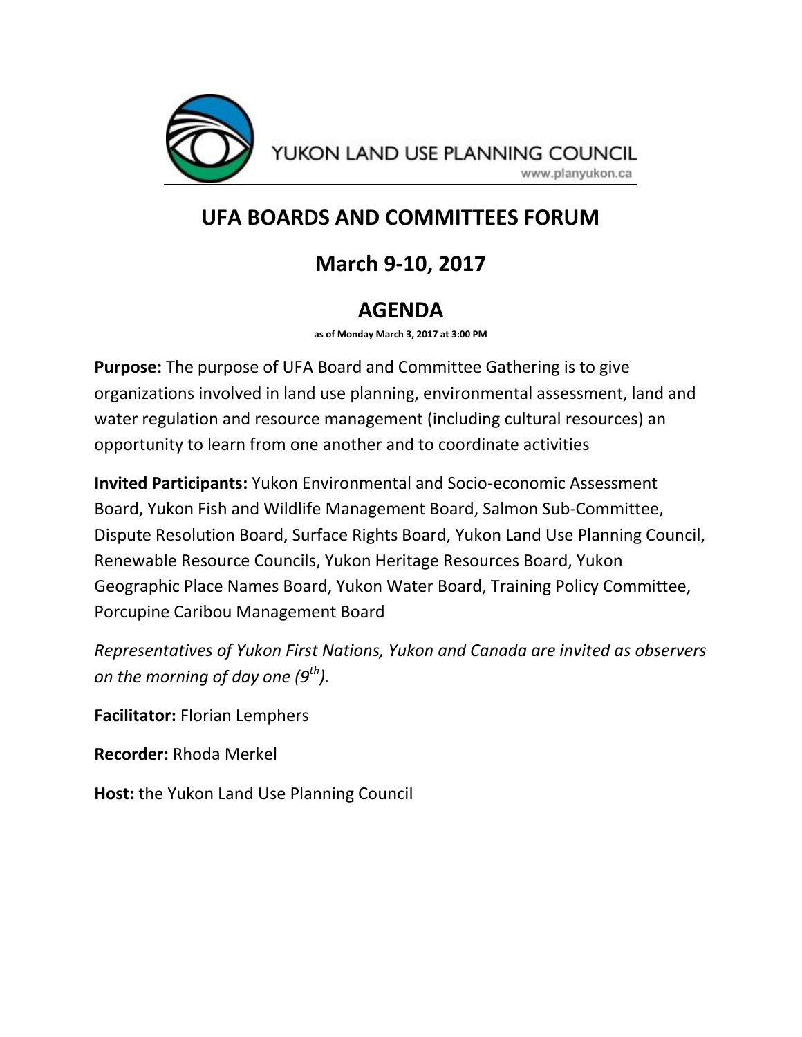YUKON LAND USE PLANNING COUNCIL

www.planyukon.ca

# UFA BOARDS AND COMMITTEES FORUM

## March 9-10, 2017

## AGENDA

as of Monday March 3, 2017 at 3:00 PM

**Purpose:** The purpose of UFA Board and Committee Gathering is to give organizations involved in land use planning, environmental assessment, land and water regulation and resource management (including cultural resources) an opportunity to learn from one another and to coordinate activities

**Invited Participants:** Yukon Environmental and Socio-economic Assessment Board, Yukon Fish and Wildlife Management Board, Salmon Sub-Committee, Dispute Resolution Board, Surface Rights Board, Yukon Land Use Planning Council, Renewable Resource Councils, Yukon Heritage Resources Board, Yukon Geographic Place Names Board, Yukon Water Board, Training Policy Committee, Porcupine Caribou Management Board

*Representatives of Yukon First Nations, Yukon and Canada are invited as observers on the morning of day one (9th).*

**Facilitator:** Florian Lemphers

**Recorder:** Rhoda Merkel

**Host:** the Yukon Land Use Planning Council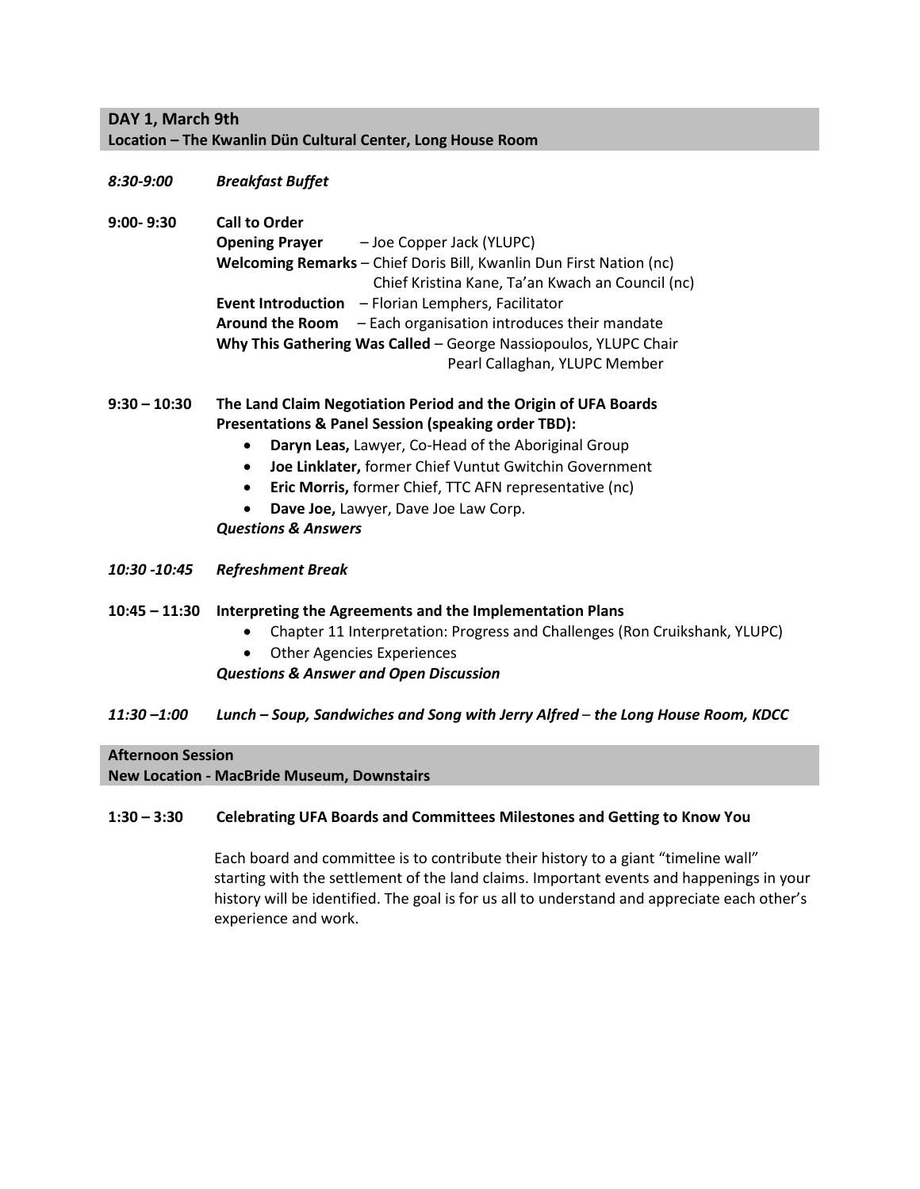**DAY 1, March 9th**
**Location – The Kwanlin Dün Cultural Center, Long House Room**

*8:30-9:00* — ***Breakfast Buffet***

**9:00- 9:30** — **Call to Order**

**Opening Prayer** – Joe Copper Jack (YLUPC)
**Welcoming Remarks** – Chief Doris Bill, Kwanlin Dun First Nation (nc)
Chief Kristina Kane, Ta'an Kwach an Council (nc)
**Event Introduction** – Florian Lemphers, Facilitator
**Around the Room** – Each organisation introduces their mandate
**Why This Gathering Was Called** – George Nassiopoulos, YLUPC Chair
Pearl Callaghan, YLUPC Member

**9:30 – 10:30** — **The Land Claim Negotiation Period and the Origin of UFA Boards**
**Presentations & Panel Session (speaking order TBD):**

- **Daryn Leas,** Lawyer, Co-Head of the Aboriginal Group
- **Joe Linklater,** former Chief Vuntut Gwitchin Government
- **Eric Morris,** former Chief, TTC AFN representative (nc)
- **Dave Joe,** Lawyer, Dave Joe Law Corp.

***Questions & Answers***

*10:30 -10:45* — ***Refreshment Break***

**10:45 – 11:30** — **Interpreting the Agreements and the Implementation Plans**

- Chapter 11 Interpretation: Progress and Challenges (Ron Cruikshank, YLUPC)
- Other Agencies Experiences

***Questions & Answer and Open Discussion***

*11:30 –1:00* — ***Lunch – Soup, Sandwiches and Song with Jerry Alfred – the Long House Room, KDCC***

**Afternoon Session**
**New Location - MacBride Museum, Downstairs**

**1:30 – 3:30** — **Celebrating UFA Boards and Committees Milestones and Getting to Know You**

Each board and committee is to contribute their history to a giant "timeline wall" starting with the settlement of the land claims. Important events and happenings in your history will be identified. The goal is for us all to understand and appreciate each other's experience and work.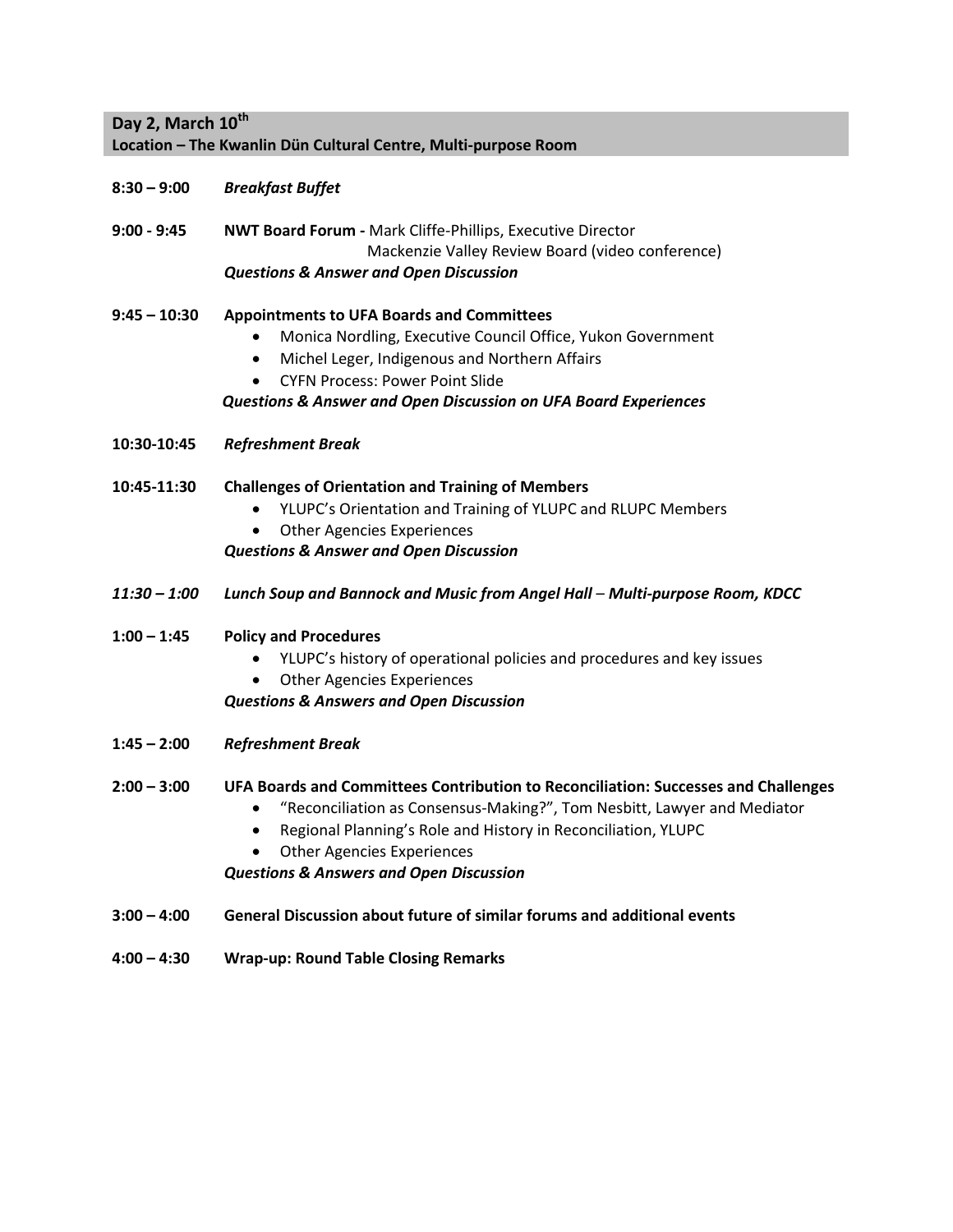## Day 2, March 10th
**Location – The Kwanlin Dün Cultural Centre, Multi-purpose Room**

**8:30 – 9:00** ***Breakfast Buffet***

**9:00 - 9:45** **NWT Board Forum -** Mark Cliffe-Phillips, Executive Director
Mackenzie Valley Review Board (video conference)
***Questions & Answer and Open Discussion***

**9:45 – 10:30** **Appointments to UFA Boards and Committees**

- Monica Nordling, Executive Council Office, Yukon Government
- Michel Leger, Indigenous and Northern Affairs
- CYFN Process: Power Point Slide

***Questions & Answer and Open Discussion on UFA Board Experiences***

**10:30-10:45** ***Refreshment Break***

**10:45-11:30** **Challenges of Orientation and Training of Members**

- YLUPC's Orientation and Training of YLUPC and RLUPC Members
- Other Agencies Experiences

***Questions & Answer and Open Discussion***

***11:30 – 1:00*** ***Lunch Soup and Bannock and Music from Angel Hall – Multi-purpose Room, KDCC***

**1:00 – 1:45** **Policy and Procedures**

- YLUPC's history of operational policies and procedures and key issues
- Other Agencies Experiences

***Questions & Answers and Open Discussion***

**1:45 – 2:00** ***Refreshment Break***

**2:00 – 3:00** **UFA Boards and Committees Contribution to Reconciliation: Successes and Challenges**

- "Reconciliation as Consensus-Making?", Tom Nesbitt, Lawyer and Mediator
- Regional Planning's Role and History in Reconciliation, YLUPC
- Other Agencies Experiences

***Questions & Answers and Open Discussion***

**3:00 – 4:00** **General Discussion about future of similar forums and additional events**

**4:00 – 4:30** **Wrap-up: Round Table Closing Remarks**